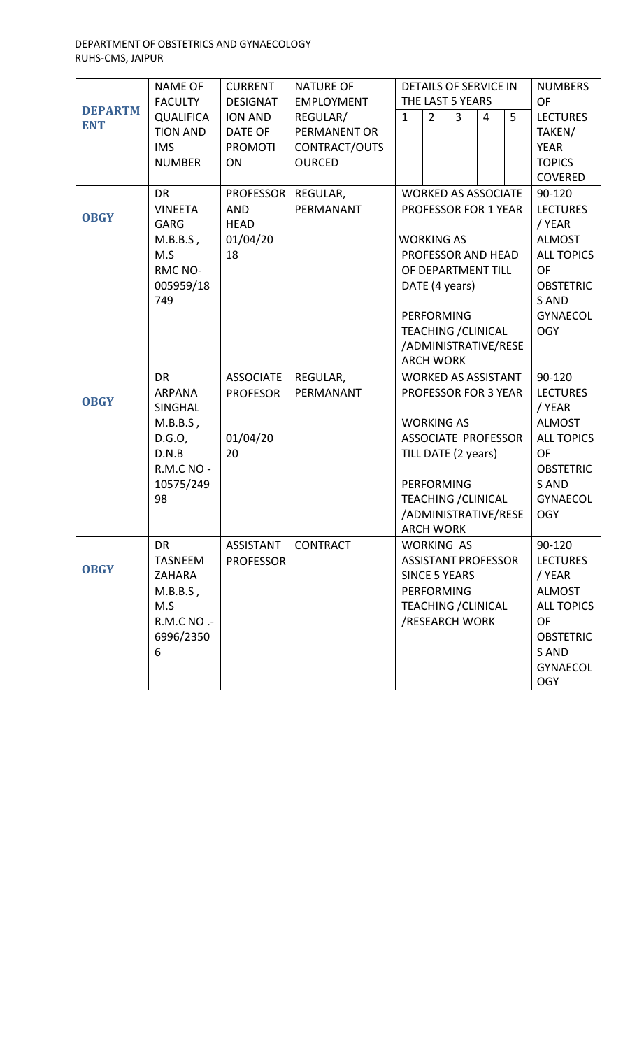DEPARTMENT OF OBSTETRICS AND GYNAECOLOGY
RUHS-CMS, JAIPUR

| DEPARTMENT | NAME OF FACULTY QUALIFICATION AND IMS NUMBER | CURRENT DESIGNATION AND DATE OF PROMOTION | NATURE OF EMPLOYMENT REGULAR/ PERMANENT OR CONTRACT/OUTSOURCED | DETAILS OF SERVICE IN THE LAST 5 YEARS | | | | | NUMBERS OF LECTURES TAKEN/ YEAR TOPICS COVERED |
|---|---|---|---|---|---|---|---|---|---|
| | | | | 1 | 2 | 3 | 4 | 5 | |
| **OBGY** | DR VINEETA GARG M.B.B.S, M.S RMC NO- 005959/18749 | PROFESSOR AND HEAD 01/04/2018 | REGULAR, PERMANANT | WORKED AS ASSOCIATE PROFESSOR FOR 1 YEAR<br>WORKING AS PROFESSOR AND HEAD OF DEPARTMENT TILL DATE (4 years)<br>PERFORMING TEACHING /CLINICAL /ADMINISTRATIVE/RESEARCH WORK | | | | | 90-120 LECTURES / YEAR ALMOST ALL TOPICS OF OBSTETRICS AND GYNAECOLOGY |
| **OBGY** | DR ARPANA SINGHAL M.B.B.S, D.G.O, D.N.B R.M.C NO - 10575/24998 | ASSOCIATE PROFESOR 01/04/2020 | REGULAR, PERMANANT | WORKED AS ASSISTANT PROFESSOR FOR 3 YEAR<br>WORKING AS ASSOCIATE PROFESSOR TILL DATE (2 years)<br>PERFORMING TEACHING /CLINICAL /ADMINISTRATIVE/RESEARCH WORK | | | | | 90-120 LECTURES / YEAR ALMOST ALL TOPICS OF OBSTETRICS AND GYNAECOLOGY |
| **OBGY** | DR TASNEEM ZAHARA M.B.B.S, M.S R.M.C NO .- 6996/23506 | ASSISTANT PROFESSOR | CONTRACT | WORKING AS ASSISTANT PROFESSOR SINCE 5 YEARS PERFORMING TEACHING /CLINICAL /RESEARCH WORK | | | | | 90-120 LECTURES / YEAR ALMOST ALL TOPICS OF OBSTETRICS AND GYNAECOLOGY |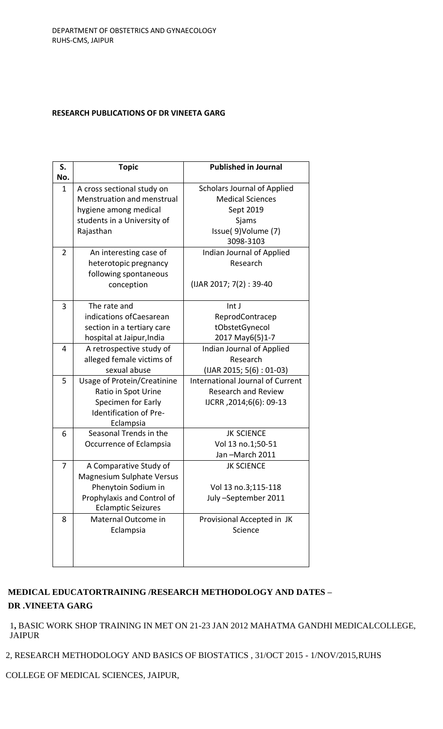DEPARTMENT OF OBSTETRICS AND GYNAECOLOGY
RUHS-CMS, JAIPUR

**RESEARCH PUBLICATIONS OF DR VINEETA GARG**

| S. No. | Topic | Published in Journal |
|---|---|---|
| 1 | A cross sectional study on Menstruation and menstrual hygiene among medical students in a University of Rajasthan | Scholars Journal of Applied Medical Sciences Sept 2019 Sjams Issue( 9)Volume (7) 3098-3103 |
| 2 | An interesting case of heterotopic pregnancy following spontaneous conception | Indian Journal of Applied Research (IJAR 2017; 7(2) : 39-40 |
| 3 | The rate and indications ofCaesarean section in a tertiary care hospital at Jaipur,India | Int J ReprodContracep tObstetGynecol 2017 May6(5)1-7 |
| 4 | A retrospective study of alleged female victims of sexual abuse | Indian Journal of Applied Research (IJAR 2015; 5(6) : 01-03) |
| 5 | Usage of Protein/Creatinine Ratio in Spot Urine Specimen for Early Identification of Pre-Eclampsia | International Journal of Current Research and Review IJCRR ,2014;6(6): 09-13 |
| 6 | Seasonal Trends in the Occurrence of Eclampsia | JK SCIENCE Vol 13 no.1;50-51 Jan –March 2011 |
| 7 | A Comparative Study of Magnesium Sulphate Versus Phenytoin Sodium in Prophylaxis and Control of Eclamptic Seizures | JK SCIENCE Vol 13 no.3;115-118 July –September 2011 |
| 8 | Maternal Outcome in Eclampsia | Provisional Accepted in JK Science |

**MEDICAL EDUCATORTRAINING /RESEARCH METHODOLOGY AND DATES – DR .VINEETA GARG**

1, BASIC WORK SHOP TRAINING IN MET ON 21-23 JAN 2012 MAHATMA GANDHI MEDICALCOLLEGE, JAIPUR

2, RESEARCH METHODOLOGY AND BASICS OF BIOSTATICS , 31/OCT 2015 - 1/NOV/2015,RUHS COLLEGE OF MEDICAL SCIENCES, JAIPUR,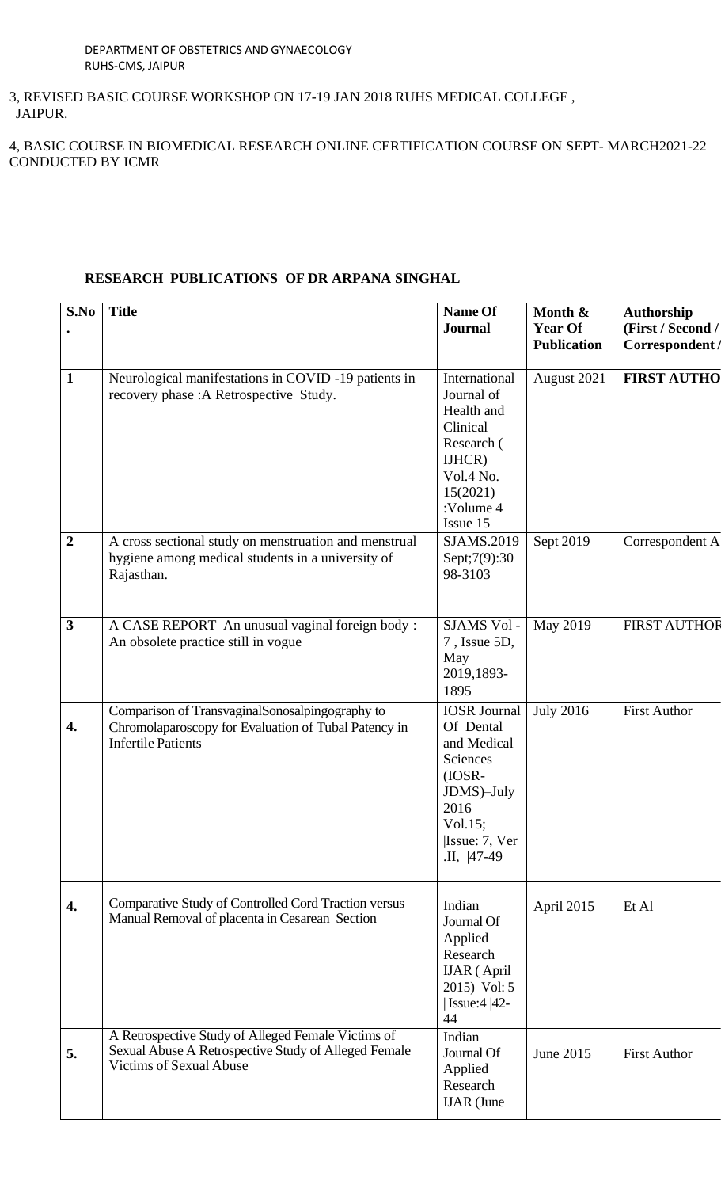DEPARTMENT OF OBSTETRICS AND GYNAECOLOGY
RUHS-CMS, JAIPUR

3, REVISED BASIC COURSE WORKSHOP ON 17-19 JAN 2018 RUHS MEDICAL COLLEGE , JAIPUR.

4, BASIC COURSE IN BIOMEDICAL RESEARCH ONLINE CERTIFICATION COURSE ON SEPT- MARCH2021-22 CONDUCTED BY ICMR

## RESEARCH PUBLICATIONS OF DR ARPANA SINGHAL

| S.No. | Title | Name Of Journal | Month & Year Of Publication | Authorship (First / Second / Correspondent / |
|---|---|---|---|---|
| 1 | Neurological manifestations in COVID -19 patients in recovery phase :A Retrospective Study. | International Journal of Health and Clinical Research ( IJHCR) Vol.4 No. 15(2021) :Volume 4 Issue 15 | August 2021 | **FIRST AUTHO** |
| 2 | A cross sectional study on menstruation and menstrual hygiene among medical students in a university of Rajasthan. | SJAMS.2019 Sept;7(9):3098-3103 | Sept 2019 | Correspondent A |
| 3 | A CASE REPORT An unusual vaginal foreign body : An obsolete practice still in vogue | SJAMS Vol - 7 , Issue 5D, May 2019,1893-1895 | May 2019 | FIRST AUTHOR |
| 4. | Comparison of TransvaginalSonosalpingography to Chromolaparoscopy for Evaluation of Tubal Patency in Infertile Patients | IOSR Journal Of Dental and Medical Sciences (IOSR-JDMS)–July 2016 Vol.15; \|Issue: 7, Ver .II, \|47-49 | July 2016 | First Author |
| 4. | Comparative Study of Controlled Cord Traction versus Manual Removal of placenta in Cesarean Section | Indian Journal Of Applied Research IJAR ( April 2015) Vol: 5 \| Issue:4 \|42-44 | April 2015 | Et Al |
| 5. | A Retrospective Study of Alleged Female Victims of Sexual Abuse A Retrospective Study of Alleged Female Victims of Sexual Abuse | Indian Journal Of Applied Research IJAR (June | June 2015 | First Author |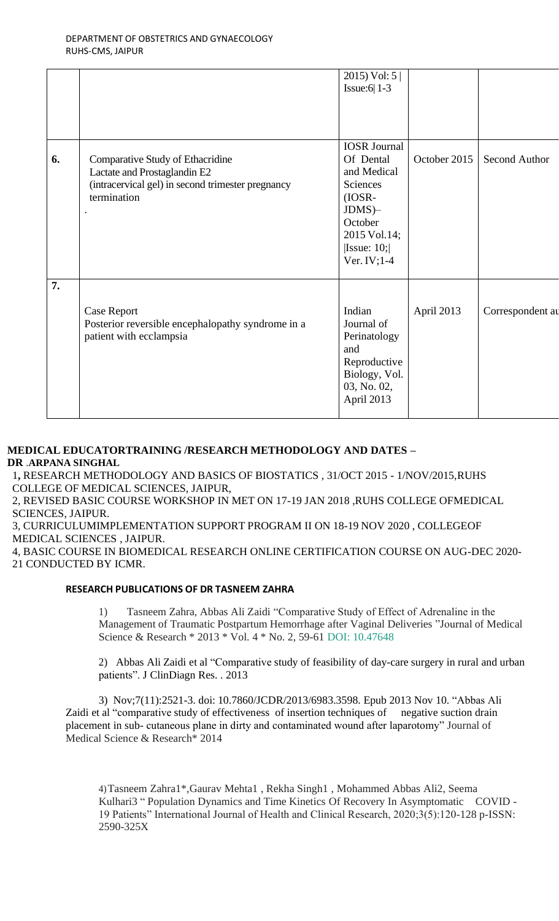| | | | | |
|---|---|---|---|---|
| | | 2015) Vol: 5 \| Issue:6\| 1-3 | | |
| 6. | Comparative Study of Ethacridine Lactate and Prostaglandin E2 (intracervical gel) in second trimester pregnancy termination . | IOSR Journal Of Dental and Medical Sciences (IOSR-JDMS)– October 2015 Vol.14; \|Issue: 10;\| Ver. IV;1-4 | October 2015 | Second Author |
| 7. | Case Report Posterior reversible encephalopathy syndrome in a patient with ecclampsia | Indian Journal of Perinatology and Reproductive Biology, Vol. 03, No. 02, April 2013 | April 2013 | Correspondent au |

**MEDICAL EDUCATORTRAINING /RESEARCH METHODOLOGY AND DATES – DR .ARPANA SINGHAL**

1, RESEARCH METHODOLOGY AND BASICS OF BIOSTATICS , 31/OCT 2015 - 1/NOV/2015,RUHS COLLEGE OF MEDICAL SCIENCES, JAIPUR,

2, REVISED BASIC COURSE WORKSHOP IN MET ON 17-19 JAN 2018 ,RUHS COLLEGE OFMEDICAL SCIENCES, JAIPUR.

3, CURRICULUMIMPLEMENTATION SUPPORT PROGRAM II ON 18-19 NOV 2020 , COLLEGEOF MEDICAL SCIENCES , JAIPUR.

4, BASIC COURSE IN BIOMEDICAL RESEARCH ONLINE CERTIFICATION COURSE ON AUG-DEC 2020-21 CONDUCTED BY ICMR.

**RESEARCH PUBLICATIONS OF DR TASNEEM ZAHRA**

1) Tasneem Zahra, Abbas Ali Zaidi "Comparative Study of Effect of Adrenaline in the Management of Traumatic Postpartum Hemorrhage after Vaginal Deliveries "Journal of Medical Science & Research * 2013 * Vol. 4 * No. 2, 59-61 DOI: 10.47648

2) Abbas Ali Zaidi et al "Comparative study of feasibility of day-care surgery in rural and urban patients". J ClinDiagn Res. . 2013

3) Nov;7(11):2521-3. doi: 10.7860/JCDR/2013/6983.3598. Epub 2013 Nov 10. "Abbas Ali Zaidi et al "comparative study of effectiveness of insertion techniques of negative suction drain placement in sub- cutaneous plane in dirty and contaminated wound after laparotomy" Journal of Medical Science & Research* 2014

4) Tasneem Zahra1*,Gaurav Mehta1 , Rekha Singh1 , Mohammed Abbas Ali2, Seema Kulhari3 " Population Dynamics and Time Kinetics Of Recovery In Asymptomatic COVID - 19 Patients" International Journal of Health and Clinical Research, 2020;3(5):120-128 p-ISSN: 2590-325X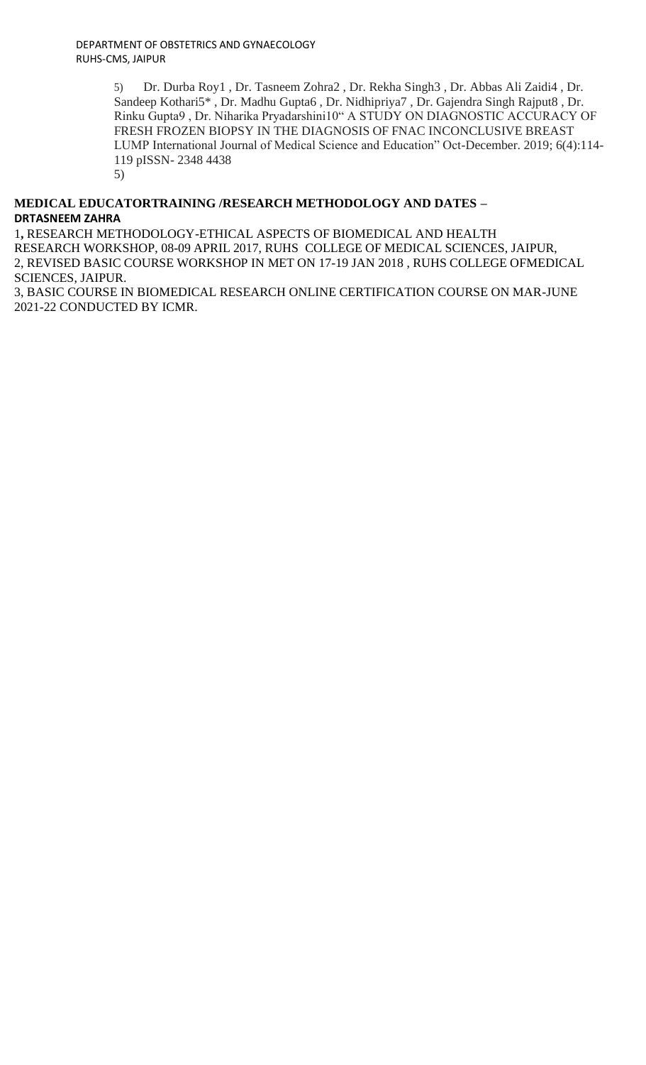5) Dr. Durba Roy1 , Dr. Tasneem Zohra2 , Dr. Rekha Singh3 , Dr. Abbas Ali Zaidi4 , Dr. Sandeep Kothari5* , Dr. Madhu Gupta6 , Dr. Nidhipriya7 , Dr. Gajendra Singh Rajput8 , Dr. Rinku Gupta9 , Dr. Niharika Pryadarshini10" A STUDY ON DIAGNOSTIC ACCURACY OF FRESH FROZEN BIOPSY IN THE DIAGNOSIS OF FNAC INCONCLUSIVE BREAST LUMP International Journal of Medical Science and Education" Oct-December. 2019; 6(4):114-119 pISSN- 2348 4438

5)

**MEDICAL EDUCATORTRAINING /RESEARCH METHODOLOGY AND DATES –**
**DRTASNEEM ZAHRA**

1**,** RESEARCH METHODOLOGY-ETHICAL ASPECTS OF BIOMEDICAL AND HEALTH RESEARCH WORKSHOP, 08-09 APRIL 2017, RUHS COLLEGE OF MEDICAL SCIENCES, JAIPUR,
2, REVISED BASIC COURSE WORKSHOP IN MET ON 17-19 JAN 2018 , RUHS COLLEGE OFMEDICAL SCIENCES, JAIPUR.
3, BASIC COURSE IN BIOMEDICAL RESEARCH ONLINE CERTIFICATION COURSE ON MAR-JUNE 2021-22 CONDUCTED BY ICMR.